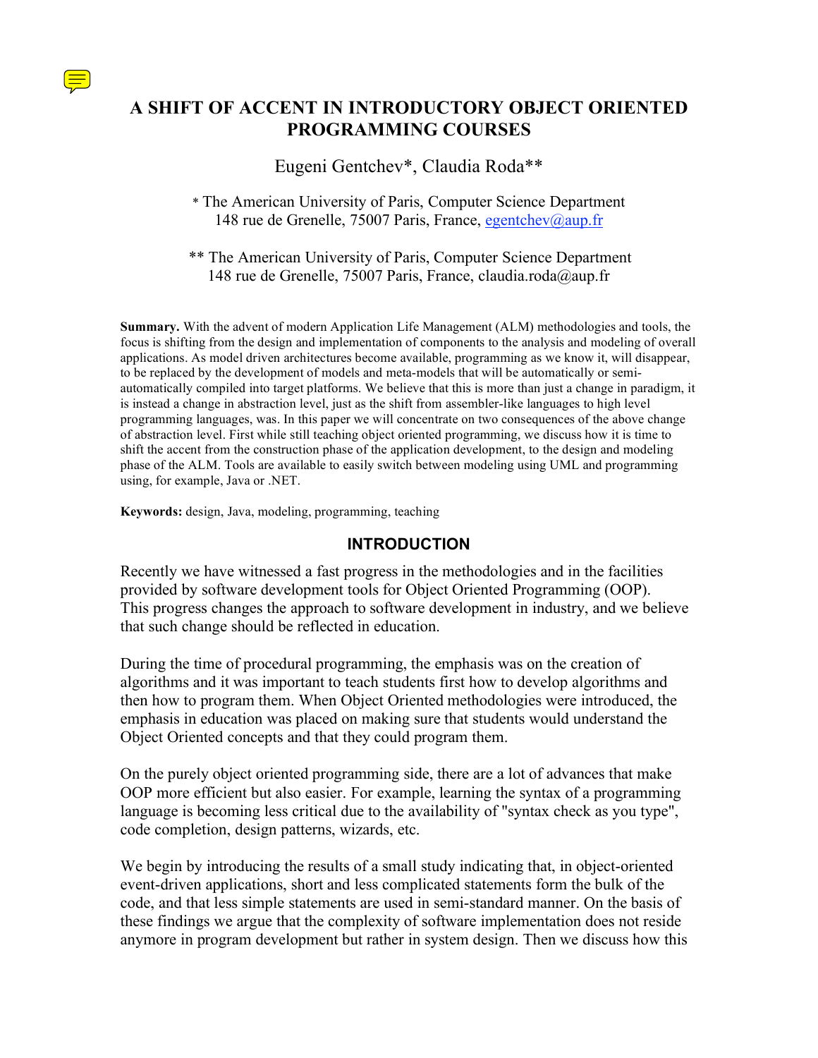# A SHIFT OF ACCENT IN INTRODUCTORY OBJECT ORIENTED PROGRAMMING COURSES

Eugeni Gentchev*, Claudia Roda**

* The American University of Paris, Computer Science Department
148 rue de Grenelle, 75007 Paris, France, egentchev@aup.fr

** The American University of Paris, Computer Science Department
148 rue de Grenelle, 75007 Paris, France, claudia.roda@aup.fr

**Summary.** With the advent of modern Application Life Management (ALM) methodologies and tools, the focus is shifting from the design and implementation of components to the analysis and modeling of overall applications. As model driven architectures become available, programming as we know it, will disappear, to be replaced by the development of models and meta-models that will be automatically or semi-automatically compiled into target platforms. We believe that this is more than just a change in paradigm, it is instead a change in abstraction level, just as the shift from assembler-like languages to high level programming languages, was. In this paper we will concentrate on two consequences of the above change of abstraction level. First while still teaching object oriented programming, we discuss how it is time to shift the accent from the construction phase of the application development, to the design and modeling phase of the ALM. Tools are available to easily switch between modeling using UML and programming using, for example, Java or .NET.

**Keywords:** design, Java, modeling, programming, teaching

## INTRODUCTION

Recently we have witnessed a fast progress in the methodologies and in the facilities provided by software development tools for Object Oriented Programming (OOP). This progress changes the approach to software development in industry, and we believe that such change should be reflected in education.

During the time of procedural programming, the emphasis was on the creation of algorithms and it was important to teach students first how to develop algorithms and then how to program them. When Object Oriented methodologies were introduced, the emphasis in education was placed on making sure that students would understand the Object Oriented concepts and that they could program them.

On the purely object oriented programming side, there are a lot of advances that make OOP more efficient but also easier. For example, learning the syntax of a programming language is becoming less critical due to the availability of "syntax check as you type", code completion, design patterns, wizards, etc.

We begin by introducing the results of a small study indicating that, in object-oriented event-driven applications, short and less complicated statements form the bulk of the code, and that less simple statements are used in semi-standard manner. On the basis of these findings we argue that the complexity of software implementation does not reside anymore in program development but rather in system design. Then we discuss how this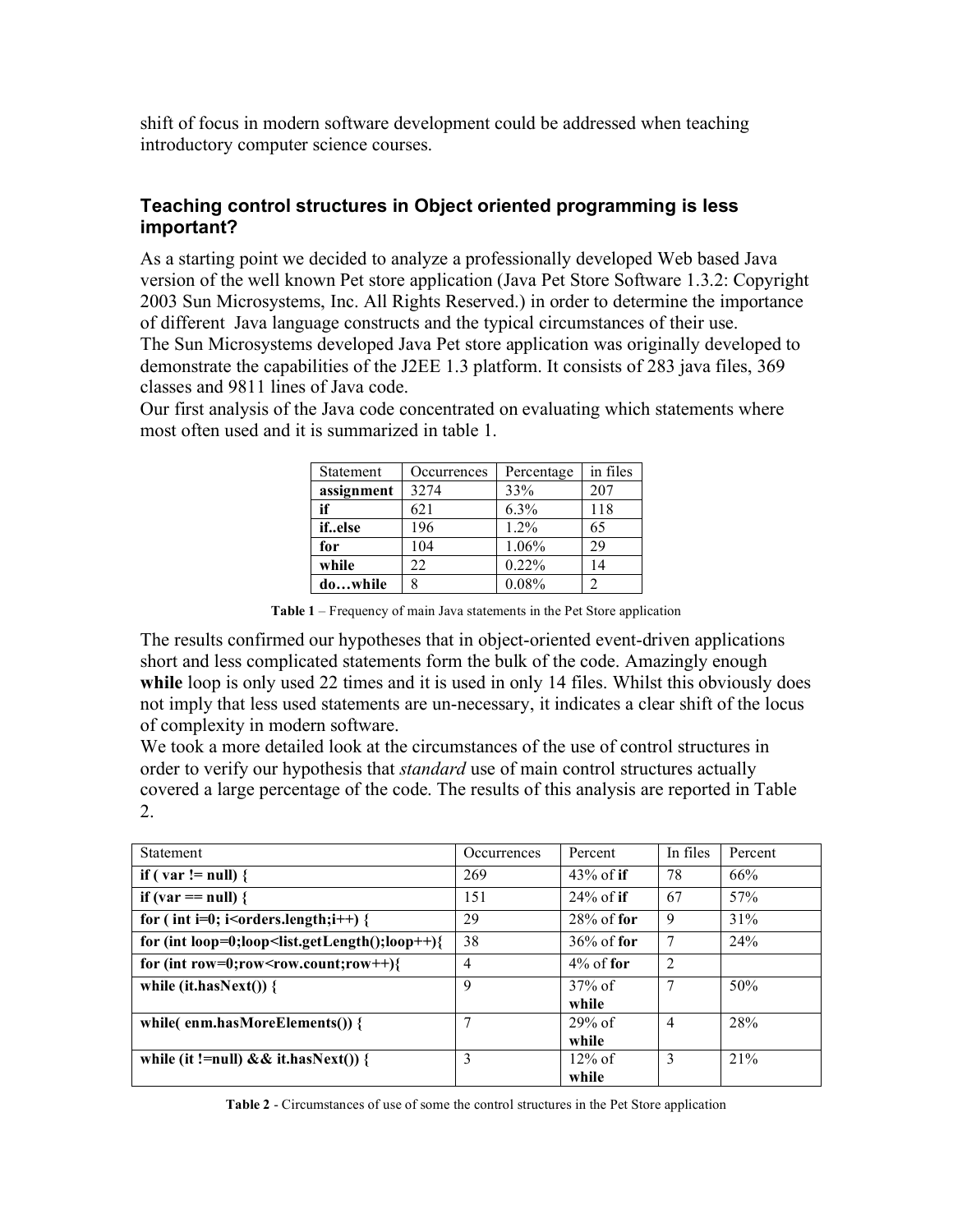shift of focus in modern software development could be addressed when teaching introductory computer science courses.

### Teaching control structures in Object oriented programming is less important?

As a starting point we decided to analyze a professionally developed Web based Java version of the well known Pet store application (Java Pet Store Software 1.3.2: Copyright 2003 Sun Microsystems, Inc. All Rights Reserved.) in order to determine the importance of different Java language constructs and the typical circumstances of their use.
The Sun Microsystems developed Java Pet store application was originally developed to demonstrate the capabilities of the J2EE 1.3 platform. It consists of 283 java files, 369 classes and 9811 lines of Java code.
Our first analysis of the Java code concentrated on evaluating which statements where most often used and it is summarized in table 1.

| Statement | Occurrences | Percentage | in files |
|---|---|---|---|
| **assignment** | 3274 | 33% | 207 |
| **if** | 621 | 6.3% | 118 |
| **if..else** | 196 | 1.2% | 65 |
| **for** | 104 | 1.06% | 29 |
| **while** | 22 | 0.22% | 14 |
| **do…while** | 8 | 0.08% | 2 |

**Table 1** – Frequency of main Java statements in the Pet Store application

The results confirmed our hypotheses that in object-oriented event-driven applications short and less complicated statements form the bulk of the code. Amazingly enough **while** loop is only used 22 times and it is used in only 14 files. Whilst this obviously does not imply that less used statements are un-necessary, it indicates a clear shift of the locus of complexity in modern software.
We took a more detailed look at the circumstances of the use of control structures in order to verify our hypothesis that *standard* use of main control structures actually covered a large percentage of the code. The results of this analysis are reported in Table 2.

| Statement | Occurrences | Percent | In files | Percent |
|---|---|---|---|---|
| **if ( var != null) {** | 269 | 43% of **if** | 78 | 66% |
| **if (var == null) {** | 151 | 24% of **if** | 67 | 57% |
| **for ( int i=0; i<orders.length;i++) {** | 29 | 28% of **for** | 9 | 31% |
| **for (int loop=0;loop<list.getLength();loop++){** | 38 | 36% of **for** | 7 | 24% |
| **for (int row=0;row<row.count;row++){** | 4 | 4% of **for** | 2 | |
| **while (it.hasNext()) {** | 9 | 37% of **while** | 7 | 50% |
| **while( enm.hasMoreElements()) {** | 7 | 29% of **while** | 4 | 28% |
| **while (it !=null) && it.hasNext()) {** | 3 | 12% of **while** | 3 | 21% |

**Table 2** - Circumstances of use of some the control structures in the Pet Store application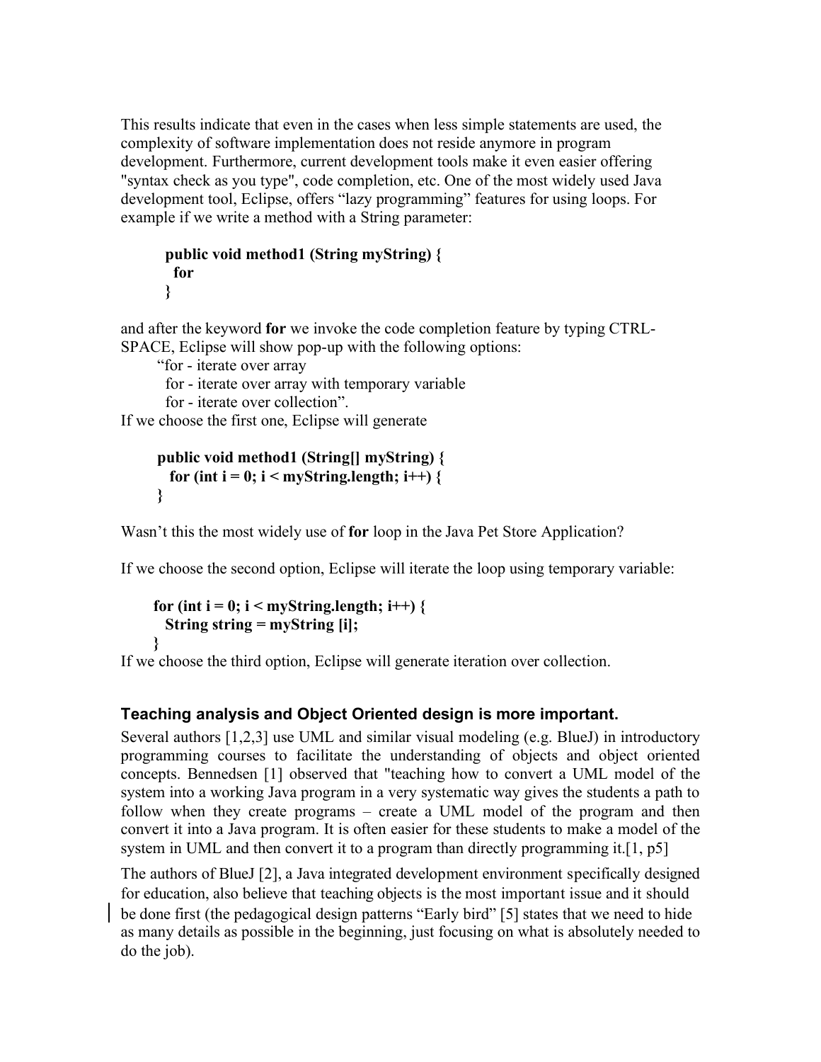This results indicate that even in the cases when less simple statements are used, the complexity of software implementation does not reside anymore in program development. Furthermore, current development tools make it even easier offering "syntax check as you type", code completion, etc. One of the most widely used Java development tool, Eclipse, offers "lazy programming" features for using loops. For example if we write a method with a String parameter:

```
public void method1 (String myString) {
  for
}
```

and after the keyword **for** we invoke the code completion feature by typing CTRL-SPACE, Eclipse will show pop-up with the following options:

"for - iterate over array
for - iterate over array with temporary variable
for - iterate over collection".

If we choose the first one, Eclipse will generate

```
public void method1 (String[] myString) {
  for (int i = 0; i < myString.length; i++) {
}
```

Wasn't this the most widely use of **for** loop in the Java Pet Store Application?

If we choose the second option, Eclipse will iterate the loop using temporary variable:

```
for (int i = 0; i < myString.length; i++) {
  String string = myString [i];
}
```

If we choose the third option, Eclipse will generate iteration over collection.

## Teaching analysis and Object Oriented design is more important.

Several authors [1,2,3] use UML and similar visual modeling (e.g. BlueJ) in introductory programming courses to facilitate the understanding of objects and object oriented concepts. Bennedsen [1] observed that "teaching how to convert a UML model of the system into a working Java program in a very systematic way gives the students a path to follow when they create programs – create a UML model of the program and then convert it into a Java program. It is often easier for these students to make a model of the system in UML and then convert it to a program than directly programming it.[1, p5]

The authors of BlueJ [2], a Java integrated development environment specifically designed for education, also believe that teaching objects is the most important issue and it should be done first (the pedagogical design patterns "Early bird" [5] states that we need to hide as many details as possible in the beginning, just focusing on what is absolutely needed to do the job).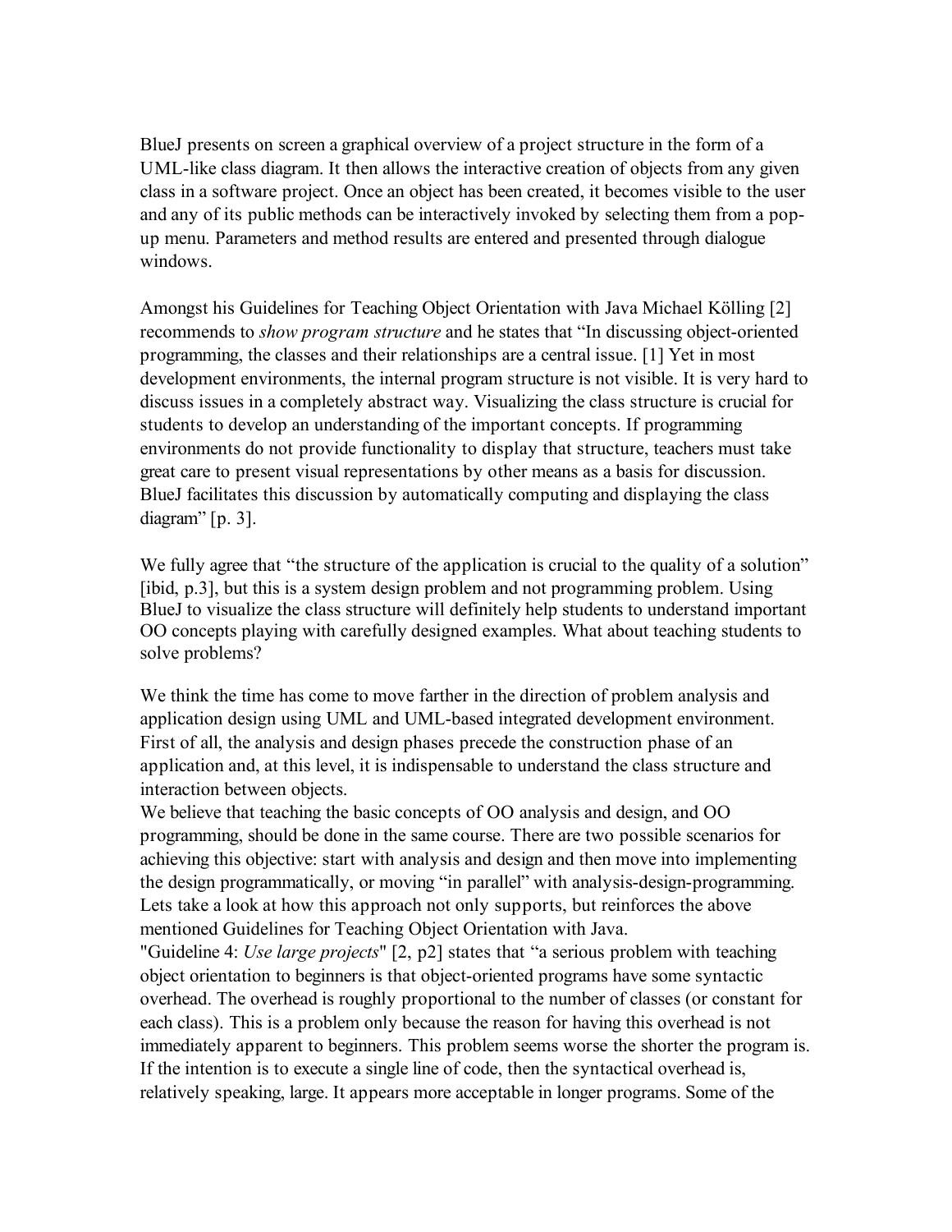BlueJ presents on screen a graphical overview of a project structure in the form of a UML-like class diagram. It then allows the interactive creation of objects from any given class in a software project. Once an object has been created, it becomes visible to the user and any of its public methods can be interactively invoked by selecting them from a pop-up menu. Parameters and method results are entered and presented through dialogue windows.

Amongst his Guidelines for Teaching Object Orientation with Java Michael Kölling [2] recommends to *show program structure* and he states that "In discussing object-oriented programming, the classes and their relationships are a central issue. [1] Yet in most development environments, the internal program structure is not visible. It is very hard to discuss issues in a completely abstract way. Visualizing the class structure is crucial for students to develop an understanding of the important concepts. If programming environments do not provide functionality to display that structure, teachers must take great care to present visual representations by other means as a basis for discussion. BlueJ facilitates this discussion by automatically computing and displaying the class diagram" [p. 3].

We fully agree that "the structure of the application is crucial to the quality of a solution" [ibid, p.3], but this is a system design problem and not programming problem. Using BlueJ to visualize the class structure will definitely help students to understand important OO concepts playing with carefully designed examples. What about teaching students to solve problems?

We think the time has come to move farther in the direction of problem analysis and application design using UML and UML-based integrated development environment. First of all, the analysis and design phases precede the construction phase of an application and, at this level, it is indispensable to understand the class structure and interaction between objects.

We believe that teaching the basic concepts of OO analysis and design, and OO programming, should be done in the same course. There are two possible scenarios for achieving this objective: start with analysis and design and then move into implementing the design programmatically, or moving "in parallel" with analysis-design-programming. Lets take a look at how this approach not only supports, but reinforces the above mentioned Guidelines for Teaching Object Orientation with Java.

"Guideline 4: *Use large projects*" [2, p2] states that "a serious problem with teaching object orientation to beginners is that object-oriented programs have some syntactic overhead. The overhead is roughly proportional to the number of classes (or constant for each class). This is a problem only because the reason for having this overhead is not immediately apparent to beginners. This problem seems worse the shorter the program is. If the intention is to execute a single line of code, then the syntactical overhead is, relatively speaking, large. It appears more acceptable in longer programs. Some of the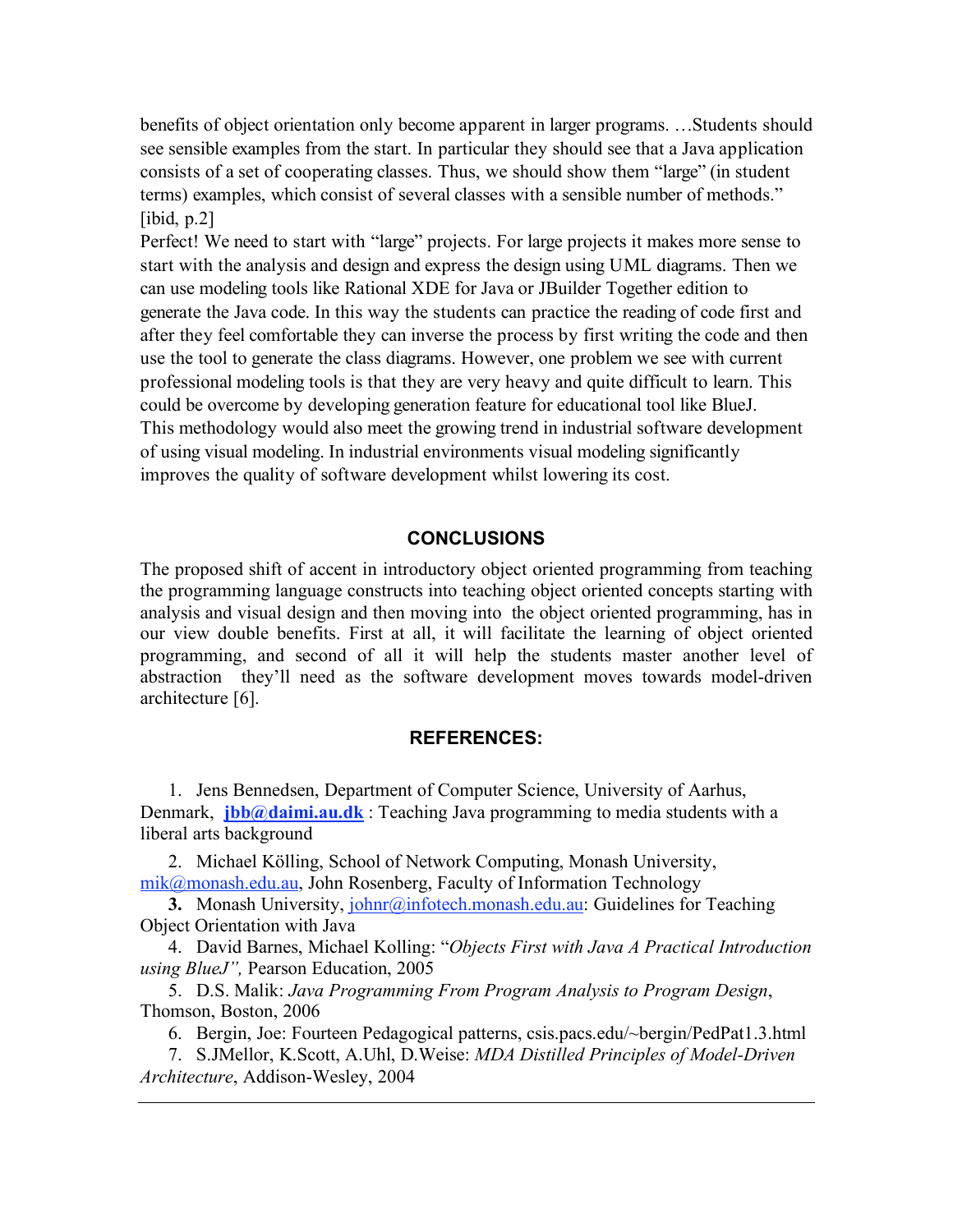benefits of object orientation only become apparent in larger programs. …Students should see sensible examples from the start. In particular they should see that a Java application consists of a set of cooperating classes. Thus, we should show them "large" (in student terms) examples, which consist of several classes with a sensible number of methods." [ibid, p.2]

Perfect! We need to start with "large" projects. For large projects it makes more sense to start with the analysis and design and express the design using UML diagrams. Then we can use modeling tools like Rational XDE for Java or JBuilder Together edition to generate the Java code. In this way the students can practice the reading of code first and after they feel comfortable they can inverse the process by first writing the code and then use the tool to generate the class diagrams. However, one problem we see with current professional modeling tools is that they are very heavy and quite difficult to learn. This could be overcome by developing generation feature for educational tool like BlueJ.

This methodology would also meet the growing trend in industrial software development of using visual modeling. In industrial environments visual modeling significantly improves the quality of software development whilst lowering its cost.

## CONCLUSIONS

The proposed shift of accent in introductory object oriented programming from teaching the programming language constructs into teaching object oriented concepts starting with analysis and visual design and then moving into the object oriented programming, has in our view double benefits. First at all, it will facilitate the learning of object oriented programming, and second of all it will help the students master another level of abstraction they'll need as the software development moves towards model-driven architecture [6].

## REFERENCES:

1. Jens Bennedsen, Department of Computer Science, University of Aarhus, Denmark, **jbb@daimi.au.dk** : Teaching Java programming to media students with a liberal arts background
2. Michael Kölling, School of Network Computing, Monash University, mik@monash.edu.au, John Rosenberg, Faculty of Information Technology
3. Monash University, johnr@infotech.monash.edu.au: Guidelines for Teaching Object Orientation with Java
4. David Barnes, Michael Kolling: "*Objects First with Java A Practical Introduction using BlueJ",* Pearson Education, 2005
5. D.S. Malik: *Java Programming From Program Analysis to Program Design*, Thomson, Boston, 2006
6. Bergin, Joe: Fourteen Pedagogical patterns, csis.pacs.edu/~bergin/PedPat1.3.html
7. S.JMellor, K.Scott, A.Uhl, D.Weise: *MDA Distilled Principles of Model-Driven Architecture*, Addison-Wesley, 2004